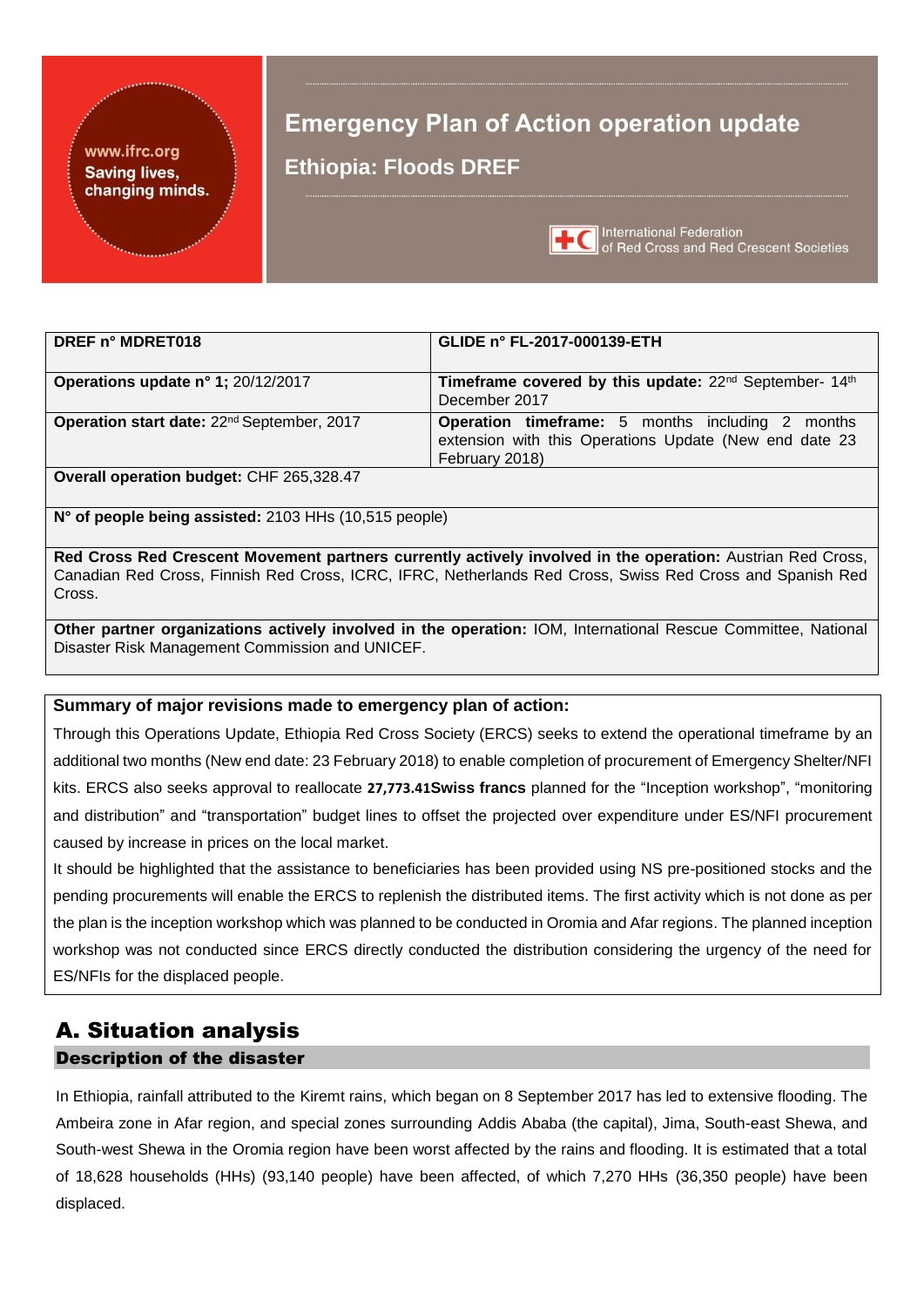www.ifrc.org
Saving lives, changing minds.

# Emergency Plan of Action operation update

## Ethiopia: Floods DREF

International Federation of Red Cross and Red Crescent Societies

| | |
|---|---|
| **DREF n° MDRET018** | **GLIDE n° FL-2017-000139-ETH** |
| **Operations update n° 1;** 20/12/2017 | **Timeframe covered by this update:** 22nd September- 14th December 2017 |
| **Operation start date:** 22nd September, 2017 | **Operation timeframe:** 5 months including 2 months extension with this Operations Update (New end date 23 February 2018) |
| **Overall operation budget:** CHF 265,328.47 | |
| **N° of people being assisted:** 2103 HHs (10,515 people) | |
| **Red Cross Red Crescent Movement partners currently actively involved in the operation:** Austrian Red Cross, Canadian Red Cross, Finnish Red Cross, ICRC, IFRC, Netherlands Red Cross, Swiss Red Cross and Spanish Red Cross. | |
| **Other partner organizations actively involved in the operation:** IOM, International Rescue Committee, National Disaster Risk Management Commission and UNICEF. | |

**Summary of major revisions made to emergency plan of action:**

Through this Operations Update, Ethiopia Red Cross Society (ERCS) seeks to extend the operational timeframe by an additional two months (New end date: 23 February 2018) to enable completion of procurement of Emergency Shelter/NFI kits. ERCS also seeks approval to reallocate **27,773.41Swiss francs** planned for the "Inception workshop", "monitoring and distribution" and "transportation" budget lines to offset the projected over expenditure under ES/NFI procurement caused by increase in prices on the local market.

It should be highlighted that the assistance to beneficiaries has been provided using NS pre-positioned stocks and the pending procurements will enable the ERCS to replenish the distributed items. The first activity which is not done as per the plan is the inception workshop which was planned to be conducted in Oromia and Afar regions. The planned inception workshop was not conducted since ERCS directly conducted the distribution considering the urgency of the need for ES/NFIs for the displaced people.

# A. Situation analysis

## Description of the disaster

In Ethiopia, rainfall attributed to the Kiremt rains, which began on 8 September 2017 has led to extensive flooding. The Ambeira zone in Afar region, and special zones surrounding Addis Ababa (the capital), Jima, South-east Shewa, and South-west Shewa in the Oromia region have been worst affected by the rains and flooding. It is estimated that a total of 18,628 households (HHs) (93,140 people) have been affected, of which 7,270 HHs (36,350 people) have been displaced.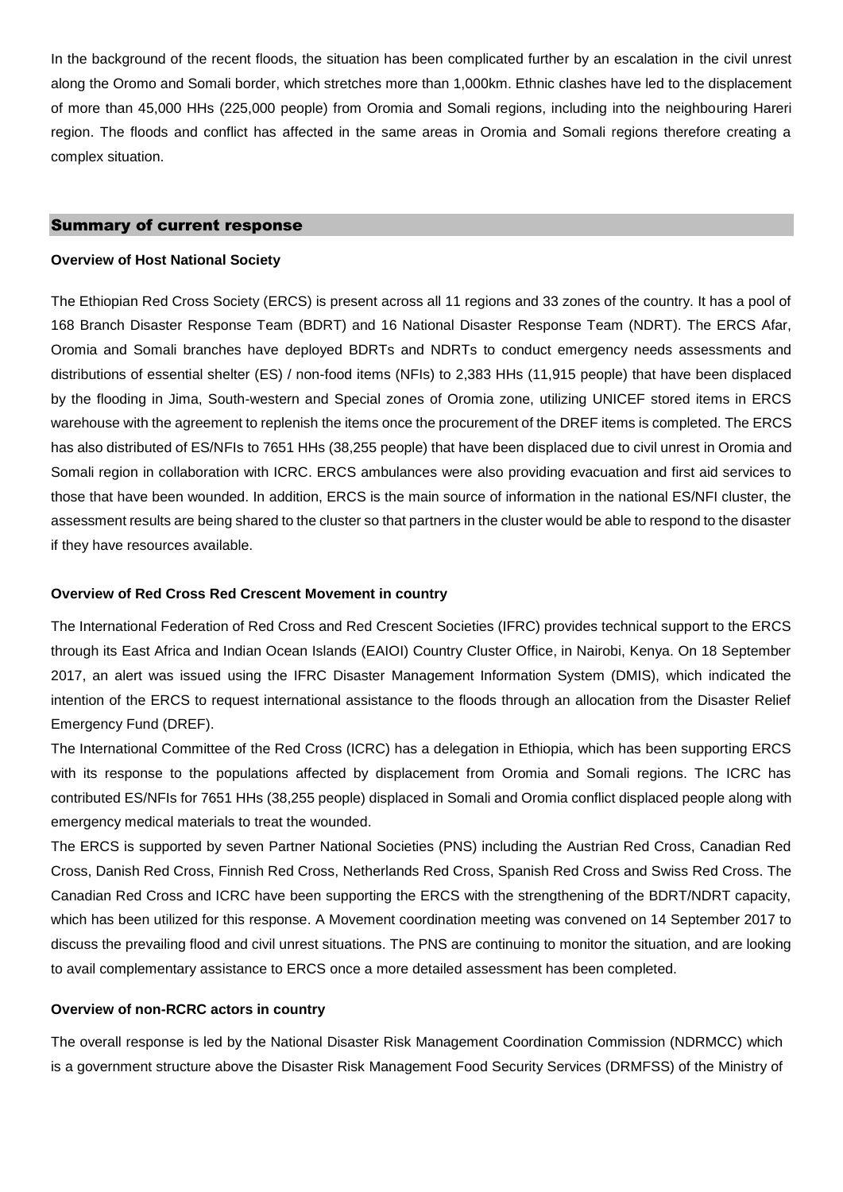In the background of the recent floods, the situation has been complicated further by an escalation in the civil unrest along the Oromo and Somali border, which stretches more than 1,000km. Ethnic clashes have led to the displacement of more than 45,000 HHs (225,000 people) from Oromia and Somali regions, including into the neighbouring Hareri region. The floods and conflict has affected in the same areas in Oromia and Somali regions therefore creating a complex situation.

## Summary of current response

**Overview of Host National Society**

The Ethiopian Red Cross Society (ERCS) is present across all 11 regions and 33 zones of the country. It has a pool of 168 Branch Disaster Response Team (BDRT) and 16 National Disaster Response Team (NDRT). The ERCS Afar, Oromia and Somali branches have deployed BDRTs and NDRTs to conduct emergency needs assessments and distributions of essential shelter (ES) / non-food items (NFIs) to 2,383 HHs (11,915 people) that have been displaced by the flooding in Jima, South-western and Special zones of Oromia zone, utilizing UNICEF stored items in ERCS warehouse with the agreement to replenish the items once the procurement of the DREF items is completed. The ERCS has also distributed of ES/NFIs to 7651 HHs (38,255 people) that have been displaced due to civil unrest in Oromia and Somali region in collaboration with ICRC. ERCS ambulances were also providing evacuation and first aid services to those that have been wounded. In addition, ERCS is the main source of information in the national ES/NFI cluster, the assessment results are being shared to the cluster so that partners in the cluster would be able to respond to the disaster if they have resources available.

**Overview of Red Cross Red Crescent Movement in country**

The International Federation of Red Cross and Red Crescent Societies (IFRC) provides technical support to the ERCS through its East Africa and Indian Ocean Islands (EAIOI) Country Cluster Office, in Nairobi, Kenya. On 18 September 2017, an alert was issued using the IFRC Disaster Management Information System (DMIS), which indicated the intention of the ERCS to request international assistance to the floods through an allocation from the Disaster Relief Emergency Fund (DREF).

The International Committee of the Red Cross (ICRC) has a delegation in Ethiopia, which has been supporting ERCS with its response to the populations affected by displacement from Oromia and Somali regions. The ICRC has contributed ES/NFIs for 7651 HHs (38,255 people) displaced in Somali and Oromia conflict displaced people along with emergency medical materials to treat the wounded.

The ERCS is supported by seven Partner National Societies (PNS) including the Austrian Red Cross, Canadian Red Cross, Danish Red Cross, Finnish Red Cross, Netherlands Red Cross, Spanish Red Cross and Swiss Red Cross. The Canadian Red Cross and ICRC have been supporting the ERCS with the strengthening of the BDRT/NDRT capacity, which has been utilized for this response. A Movement coordination meeting was convened on 14 September 2017 to discuss the prevailing flood and civil unrest situations. The PNS are continuing to monitor the situation, and are looking to avail complementary assistance to ERCS once a more detailed assessment has been completed.

**Overview of non-RCRC actors in country**

The overall response is led by the National Disaster Risk Management Coordination Commission (NDRMCC) which is a government structure above the Disaster Risk Management Food Security Services (DRMFSS) of the Ministry of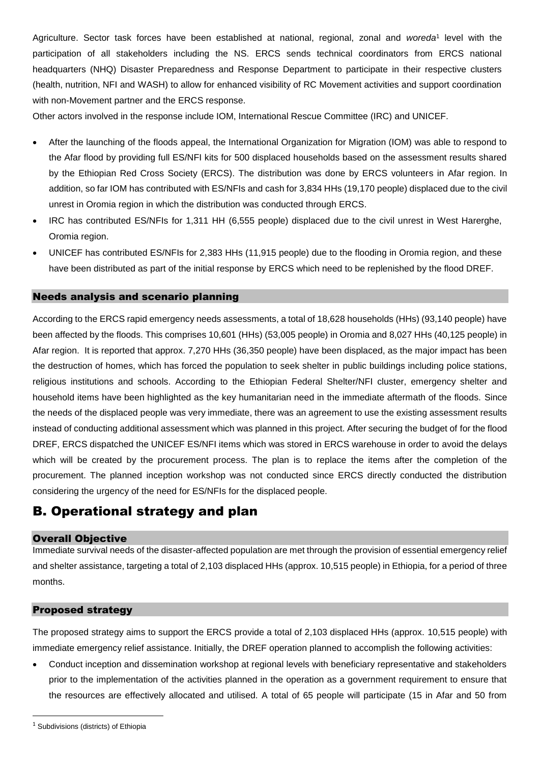Agriculture. Sector task forces have been established at national, regional, zonal and *woreda*[1] level with the participation of all stakeholders including the NS. ERCS sends technical coordinators from ERCS national headquarters (NHQ) Disaster Preparedness and Response Department to participate in their respective clusters (health, nutrition, NFI and WASH) to allow for enhanced visibility of RC Movement activities and support coordination with non-Movement partner and the ERCS response.

Other actors involved in the response include IOM, International Rescue Committee (IRC) and UNICEF.

- After the launching of the floods appeal, the International Organization for Migration (IOM) was able to respond to the Afar flood by providing full ES/NFI kits for 500 displaced households based on the assessment results shared by the Ethiopian Red Cross Society (ERCS). The distribution was done by ERCS volunteers in Afar region. In addition, so far IOM has contributed with ES/NFIs and cash for 3,834 HHs (19,170 people) displaced due to the civil unrest in Oromia region in which the distribution was conducted through ERCS.
- IRC has contributed ES/NFIs for 1,311 HH (6,555 people) displaced due to the civil unrest in West Harerghe, Oromia region.
- UNICEF has contributed ES/NFIs for 2,383 HHs (11,915 people) due to the flooding in Oromia region, and these have been distributed as part of the initial response by ERCS which need to be replenished by the flood DREF.

### Needs analysis and scenario planning

According to the ERCS rapid emergency needs assessments, a total of 18,628 households (HHs) (93,140 people) have been affected by the floods. This comprises 10,601 (HHs) (53,005 people) in Oromia and 8,027 HHs (40,125 people) in Afar region. It is reported that approx. 7,270 HHs (36,350 people) have been displaced, as the major impact has been the destruction of homes, which has forced the population to seek shelter in public buildings including police stations, religious institutions and schools. According to the Ethiopian Federal Shelter/NFI cluster, emergency shelter and household items have been highlighted as the key humanitarian need in the immediate aftermath of the floods. Since the needs of the displaced people was very immediate, there was an agreement to use the existing assessment results instead of conducting additional assessment which was planned in this project. After securing the budget of for the flood DREF, ERCS dispatched the UNICEF ES/NFI items which was stored in ERCS warehouse in order to avoid the delays which will be created by the procurement process. The plan is to replace the items after the completion of the procurement. The planned inception workshop was not conducted since ERCS directly conducted the distribution considering the urgency of the need for ES/NFIs for the displaced people.

## B. Operational strategy and plan

### Overall Objective

Immediate survival needs of the disaster-affected population are met through the provision of essential emergency relief and shelter assistance, targeting a total of 2,103 displaced HHs (approx. 10,515 people) in Ethiopia, for a period of three months.

### Proposed strategy

The proposed strategy aims to support the ERCS provide a total of 2,103 displaced HHs (approx. 10,515 people) with immediate emergency relief assistance. Initially, the DREF operation planned to accomplish the following activities:

- Conduct inception and dissemination workshop at regional levels with beneficiary representative and stakeholders prior to the implementation of the activities planned in the operation as a government requirement to ensure that the resources are effectively allocated and utilised. A total of 65 people will participate (15 in Afar and 50 from

[1] Subdivisions (districts) of Ethiopia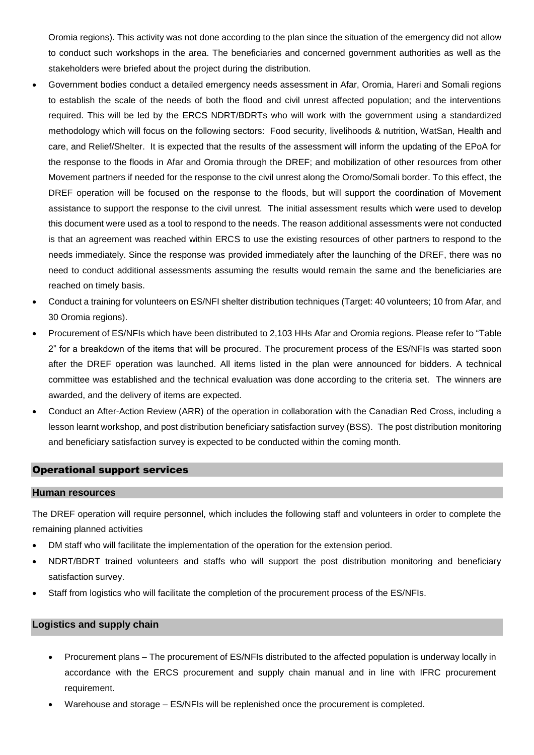Oromia regions). This activity was not done according to the plan since the situation of the emergency did not allow to conduct such workshops in the area. The beneficiaries and concerned government authorities as well as the stakeholders were briefed about the project during the distribution.

- Government bodies conduct a detailed emergency needs assessment in Afar, Oromia, Hareri and Somali regions to establish the scale of the needs of both the flood and civil unrest affected population; and the interventions required. This will be led by the ERCS NDRT/BDRTs who will work with the government using a standardized methodology which will focus on the following sectors: Food security, livelihoods & nutrition, WatSan, Health and care, and Relief/Shelter. It is expected that the results of the assessment will inform the updating of the EPoA for the response to the floods in Afar and Oromia through the DREF; and mobilization of other resources from other Movement partners if needed for the response to the civil unrest along the Oromo/Somali border. To this effect, the DREF operation will be focused on the response to the floods, but will support the coordination of Movement assistance to support the response to the civil unrest. The initial assessment results which were used to develop this document were used as a tool to respond to the needs. The reason additional assessments were not conducted is that an agreement was reached within ERCS to use the existing resources of other partners to respond to the needs immediately. Since the response was provided immediately after the launching of the DREF, there was no need to conduct additional assessments assuming the results would remain the same and the beneficiaries are reached on timely basis.
- Conduct a training for volunteers on ES/NFI shelter distribution techniques (Target: 40 volunteers; 10 from Afar, and 30 Oromia regions).
- Procurement of ES/NFIs which have been distributed to 2,103 HHs Afar and Oromia regions. Please refer to "Table 2" for a breakdown of the items that will be procured. The procurement process of the ES/NFIs was started soon after the DREF operation was launched. All items listed in the plan were announced for bidders. A technical committee was established and the technical evaluation was done according to the criteria set. The winners are awarded, and the delivery of items are expected.
- Conduct an After-Action Review (ARR) of the operation in collaboration with the Canadian Red Cross, including a lesson learnt workshop, and post distribution beneficiary satisfaction survey (BSS). The post distribution monitoring and beneficiary satisfaction survey is expected to be conducted within the coming month.

## Operational support services

### Human resources

The DREF operation will require personnel, which includes the following staff and volunteers in order to complete the remaining planned activities

- DM staff who will facilitate the implementation of the operation for the extension period.
- NDRT/BDRT trained volunteers and staffs who will support the post distribution monitoring and beneficiary satisfaction survey.
- Staff from logistics who will facilitate the completion of the procurement process of the ES/NFIs.

### Logistics and supply chain

- Procurement plans – The procurement of ES/NFIs distributed to the affected population is underway locally in accordance with the ERCS procurement and supply chain manual and in line with IFRC procurement requirement.
- Warehouse and storage – ES/NFIs will be replenished once the procurement is completed.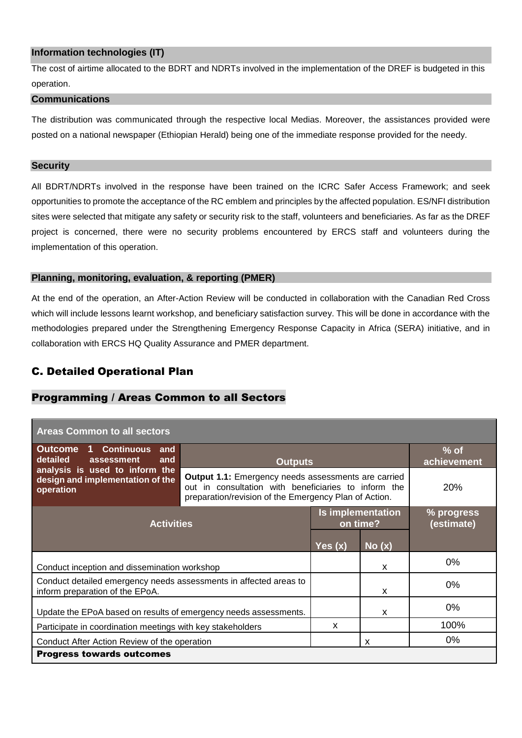### Information technologies (IT)

The cost of airtime allocated to the BDRT and NDRTs involved in the implementation of the DREF is budgeted in this operation.

### Communications

The distribution was communicated through the respective local Medias. Moreover, the assistances provided were posted on a national newspaper (Ethiopian Herald) being one of the immediate response provided for the needy.

### Security

All BDRT/NDRTs involved in the response have been trained on the ICRC Safer Access Framework; and seek opportunities to promote the acceptance of the RC emblem and principles by the affected population. ES/NFI distribution sites were selected that mitigate any safety or security risk to the staff, volunteers and beneficiaries. As far as the DREF project is concerned, there were no security problems encountered by ERCS staff and volunteers during the implementation of this operation.

### Planning, monitoring, evaluation, & reporting (PMER)

At the end of the operation, an After-Action Review will be conducted in collaboration with the Canadian Red Cross which will include lessons learnt workshop, and beneficiary satisfaction survey. This will be done in accordance with the methodologies prepared under the Strengthening Emergency Response Capacity in Africa (SERA) initiative, and in collaboration with ERCS HQ Quality Assurance and PMER department.

## C. Detailed Operational Plan

## Programming / Areas Common to all Sectors

| Areas Common to all sectors | | | |
|---|---|---|---|
| **Outcome 1 Continuous and detailed assessment and analysis is used to inform the design and implementation of the operation** | **Outputs** | | **% of achievement** |
| | **Output 1.1:** Emergency needs assessments are carried out in consultation with beneficiaries to inform the preparation/revision of the Emergency Plan of Action. | | 20% |
| **Activities** | **Is implementation on time? Yes (x)** | **No (x)** | **% progress (estimate)** |
| Conduct inception and dissemination workshop | | x | 0% |
| Conduct detailed emergency needs assessments in affected areas to inform preparation of the EPoA. | | x | 0% |
| Update the EPoA based on results of emergency needs assessments. | | x | 0% |
| Participate in coordination meetings with key stakeholders | x | | 100% |
| Conduct After Action Review of the operation | | x | 0% |
| **Progress towards outcomes** | | | |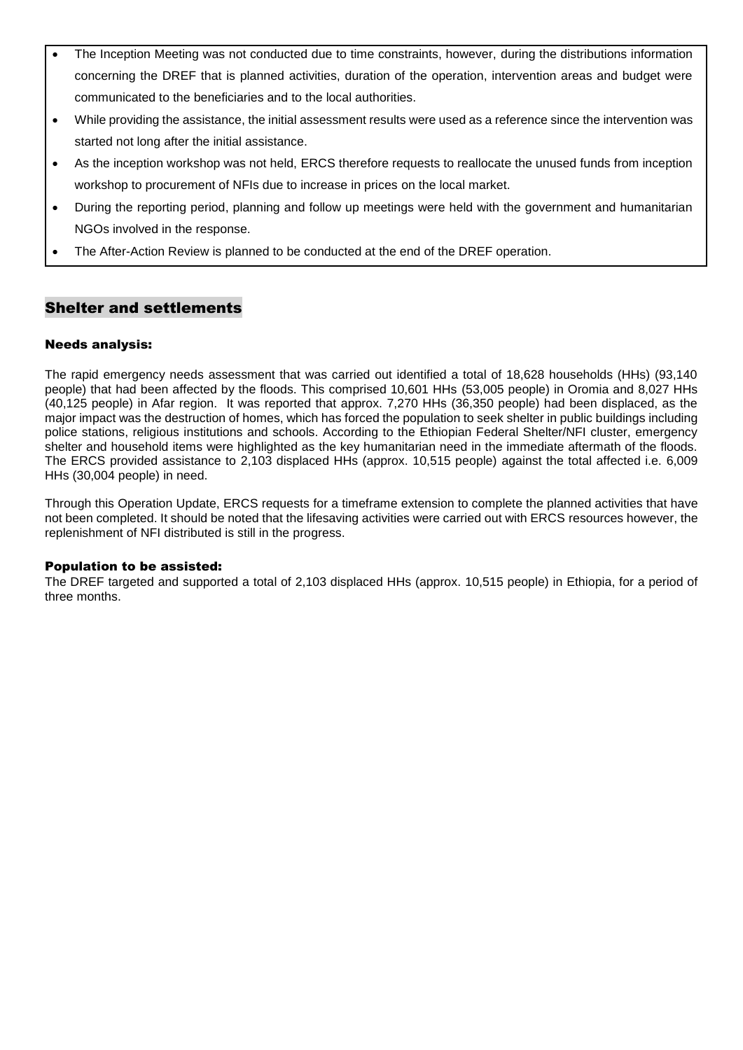- The Inception Meeting was not conducted due to time constraints, however, during the distributions information concerning the DREF that is planned activities, duration of the operation, intervention areas and budget were communicated to the beneficiaries and to the local authorities.
- While providing the assistance, the initial assessment results were used as a reference since the intervention was started not long after the initial assistance.
- As the inception workshop was not held, ERCS therefore requests to reallocate the unused funds from inception workshop to procurement of NFIs due to increase in prices on the local market.
- During the reporting period, planning and follow up meetings were held with the government and humanitarian NGOs involved in the response.
- The After-Action Review is planned to be conducted at the end of the DREF operation.

## Shelter and settlements

### Needs analysis:

The rapid emergency needs assessment that was carried out identified a total of 18,628 households (HHs) (93,140 people) that had been affected by the floods. This comprised 10,601 HHs (53,005 people) in Oromia and 8,027 HHs (40,125 people) in Afar region. It was reported that approx. 7,270 HHs (36,350 people) had been displaced, as the major impact was the destruction of homes, which has forced the population to seek shelter in public buildings including police stations, religious institutions and schools. According to the Ethiopian Federal Shelter/NFI cluster, emergency shelter and household items were highlighted as the key humanitarian need in the immediate aftermath of the floods. The ERCS provided assistance to 2,103 displaced HHs (approx. 10,515 people) against the total affected i.e. 6,009 HHs (30,004 people) in need.

Through this Operation Update, ERCS requests for a timeframe extension to complete the planned activities that have not been completed. It should be noted that the lifesaving activities were carried out with ERCS resources however, the replenishment of NFI distributed is still in the progress.

### Population to be assisted:

The DREF targeted and supported a total of 2,103 displaced HHs (approx. 10,515 people) in Ethiopia, for a period of three months.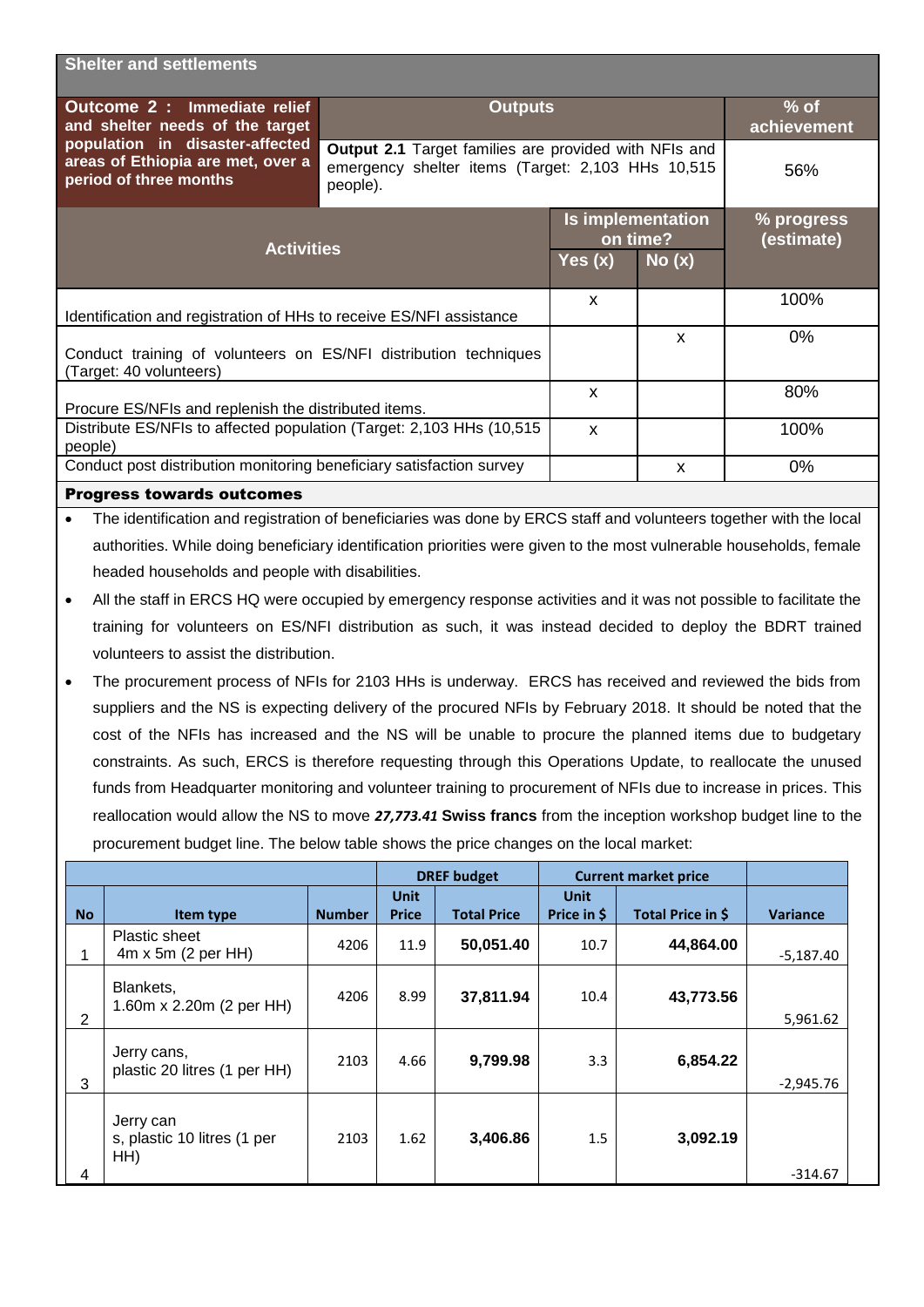| Shelter and settlements | | | |
|---|---|---|---|
| **Outcome 2 : Immediate relief and shelter needs of the target population in disaster-affected areas of Ethiopia are met, over a period of three months** | **Outputs** | | **% of achievement** |
| | **Output 2.1** Target families are provided with NFIs and emergency shelter items (Target: 2,103 HHs 10,515 people). | | 56% |

| Activities | Is implementation on time? | | % progress (estimate) |
|---|---|---|---|
| | Yes (x) | No (x) | |
| Identification and registration of HHs to receive ES/NFI assistance | x | | 100% |
| Conduct training of volunteers on ES/NFI distribution techniques (Target: 40 volunteers) | | x | 0% |
| Procure ES/NFIs and replenish the distributed items. | x | | 80% |
| Distribute ES/NFIs to affected population (Target: 2,103 HHs (10,515 people) | x | | 100% |
| Conduct post distribution monitoring beneficiary satisfaction survey | | x | 0% |

**Progress towards outcomes**

- The identification and registration of beneficiaries was done by ERCS staff and volunteers together with the local authorities. While doing beneficiary identification priorities were given to the most vulnerable households, female headed households and people with disabilities.
- All the staff in ERCS HQ were occupied by emergency response activities and it was not possible to facilitate the training for volunteers on ES/NFI distribution as such, it was instead decided to deploy the BDRT trained volunteers to assist the distribution.
- The procurement process of NFIs for 2103 HHs is underway. ERCS has received and reviewed the bids from suppliers and the NS is expecting delivery of the procured NFIs by February 2018. It should be noted that the cost of the NFIs has increased and the NS will be unable to procure the planned items due to budgetary constraints. As such, ERCS is therefore requesting through this Operations Update, to reallocate the unused funds from Headquarter monitoring and volunteer training to procurement of NFIs due to increase in prices. This reallocation would allow the NS to move ***27,773.41*** **Swiss francs** from the inception workshop budget line to the procurement budget line. The below table shows the price changes on the local market:

| | | | DREF budget | | Current market price | | |
|---|---|---|---|---|---|---|---|
| **No** | **Item type** | **Number** | **Unit Price** | **Total Price** | **Unit Price in $** | **Total Price in $** | **Variance** |
| 1 | Plastic sheet 4m x 5m (2 per HH) | 4206 | 11.9 | **50,051.40** | 10.7 | **44,864.00** | -5,187.40 |
| 2 | Blankets, 1.60m x 2.20m (2 per HH) | 4206 | 8.99 | **37,811.94** | 10.4 | **43,773.56** | 5,961.62 |
| 3 | Jerry cans, plastic 20 litres (1 per HH) | 2103 | 4.66 | **9,799.98** | 3.3 | **6,854.22** | -2,945.76 |
| 4 | Jerry can s, plastic 10 litres (1 per HH) | 2103 | 1.62 | **3,406.86** | 1.5 | **3,092.19** | -314.67 |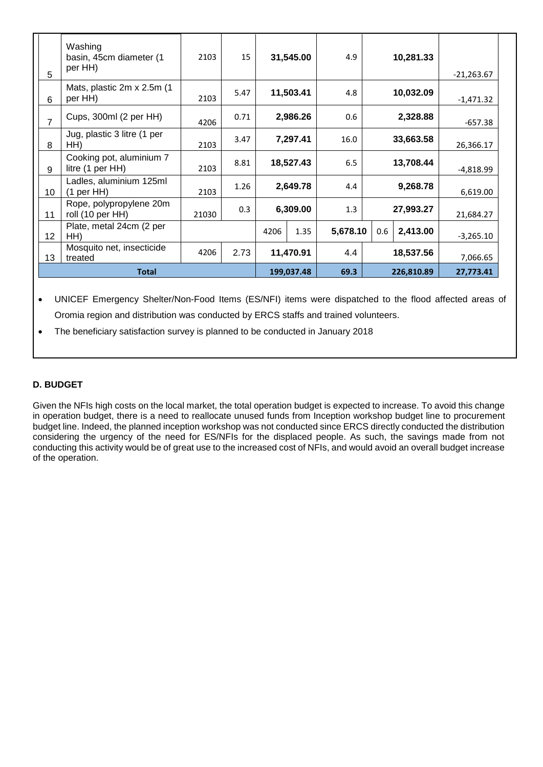| 5 | Washing basin, 45cm diameter (1 per HH) | 2103 | 15 | 31,545.00 | 4.9 | 10,281.33 | -21,263.67 |
|---|---|---|---|---|---|---|---|
| 6 | Mats, plastic 2m x 2.5m (1 per HH) | 2103 | 5.47 | 11,503.41 | 4.8 | 10,032.09 | -1,471.32 |
| 7 | Cups, 300ml (2 per HH) | 4206 | 0.71 | 2,986.26 | 0.6 | 2,328.88 | -657.38 |
| 8 | Jug, plastic 3 litre (1 per HH) | 2103 | 3.47 | 7,297.41 | 16.0 | 33,663.58 | 26,366.17 |
| 9 | Cooking pot, aluminium 7 litre (1 per HH) | 2103 | 8.81 | 18,527.43 | 6.5 | 13,708.44 | -4,818.99 |
| 10 | Ladles, aluminium 125ml (1 per HH) | 2103 | 1.26 | 2,649.78 | 4.4 | 9,268.78 | 6,619.00 |
| 11 | Rope, polypropylene 20m roll (10 per HH) | 21030 | 0.3 | 6,309.00 | 1.3 | 27,993.27 | 21,684.27 |
| 12 | Plate, metal 24cm (2 per HH) | 4206 | 1.35 | 5,678.10 | 0.6 | 2,413.00 | -3,265.10 |
| 13 | Mosquito net, insecticide treated | 4206 | 2.73 | 11,470.91 | 4.4 | 18,537.56 | 7,066.65 |
| **Total** | | | | **199,037.48** | **69.3** | **226,810.89** | **27,773.41** |

- UNICEF Emergency Shelter/Non-Food Items (ES/NFI) items were dispatched to the flood affected areas of Oromia region and distribution was conducted by ERCS staffs and trained volunteers.
- The beneficiary satisfaction survey is planned to be conducted in January 2018

**D. BUDGET**

Given the NFIs high costs on the local market, the total operation budget is expected to increase. To avoid this change in operation budget, there is a need to reallocate unused funds from Inception workshop budget line to procurement budget line. Indeed, the planned inception workshop was not conducted since ERCS directly conducted the distribution considering the urgency of the need for ES/NFIs for the displaced people. As such, the savings made from not conducting this activity would be of great use to the increased cost of NFIs, and would avoid an overall budget increase of the operation.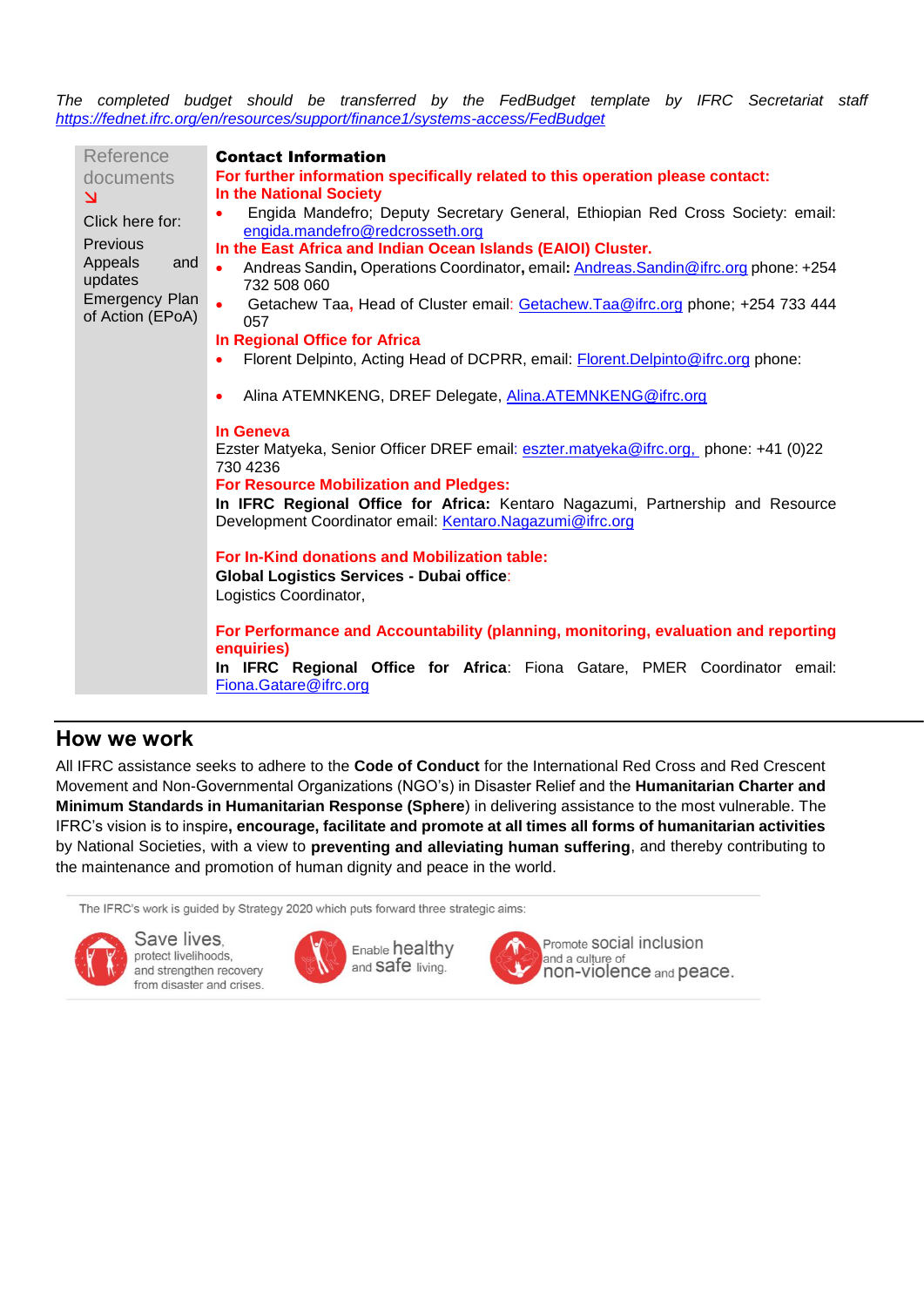*The completed budget should be transferred by the FedBudget template by IFRC Secretariat staff https://fednet.ifrc.org/en/resources/support/finance1/systems-access/FedBudget*

Reference documents
↘
Click here for:
Previous Appeals and updates
Emergency Plan of Action (EPoA)

**Contact Information**

**For further information specifically related to this operation please contact:**

**In the National Society**

- Engida Mandefro; Deputy Secretary General, Ethiopian Red Cross Society: email: engida.mandefro@redcrosseth.org

**In the East Africa and Indian Ocean Islands (EAIOI) Cluster.**

- Andreas Sandin**,** Operations Coordinator**,** email**:** Andreas.Sandin@ifrc.org phone: +254 732 508 060
- Getachew Taa**,** Head of Cluster email: Getachew.Taa@ifrc.org phone; +254 733 444 057

**In Regional Office for Africa**

- Florent Delpinto, Acting Head of DCPRR, email: Florent.Delpinto@ifrc.org phone:
- Alina ATEMNKENG, DREF Delegate, Alina.ATEMNKENG@ifrc.org

**In Geneva**

Ezster Matyeka, Senior Officer DREF email: eszter.matyeka@ifrc.org, phone: +41 (0)22 730 4236

**For Resource Mobilization and Pledges:**

**In IFRC Regional Office for Africa:** Kentaro Nagazumi, Partnership and Resource Development Coordinator email: Kentaro.Nagazumi@ifrc.org

**For In-Kind donations and Mobilization table:**

**Global Logistics Services - Dubai office**:
Logistics Coordinator,

**For Performance and Accountability (planning, monitoring, evaluation and reporting enquiries)**

**In IFRC Regional Office for Africa**: Fiona Gatare, PMER Coordinator email: Fiona.Gatare@ifrc.org

## How we work

All IFRC assistance seeks to adhere to the **Code of Conduct** for the International Red Cross and Red Crescent Movement and Non-Governmental Organizations (NGO's) in Disaster Relief and the **Humanitarian Charter and Minimum Standards in Humanitarian Response (Sphere**) in delivering assistance to the most vulnerable. The IFRC's vision is to inspire**, encourage, facilitate and promote at all times all forms of humanitarian activities** by National Societies, with a view to **preventing and alleviating human suffering**, and thereby contributing to the maintenance and promotion of human dignity and peace in the world.

The IFRC's work is guided by Strategy 2020 which puts forward three strategic aims:

Save lives, protect livelihoods, and strengthen recovery from disaster and crises.

Enable healthy and safe living.

Promote social inclusion and a culture of non-violence and peace.